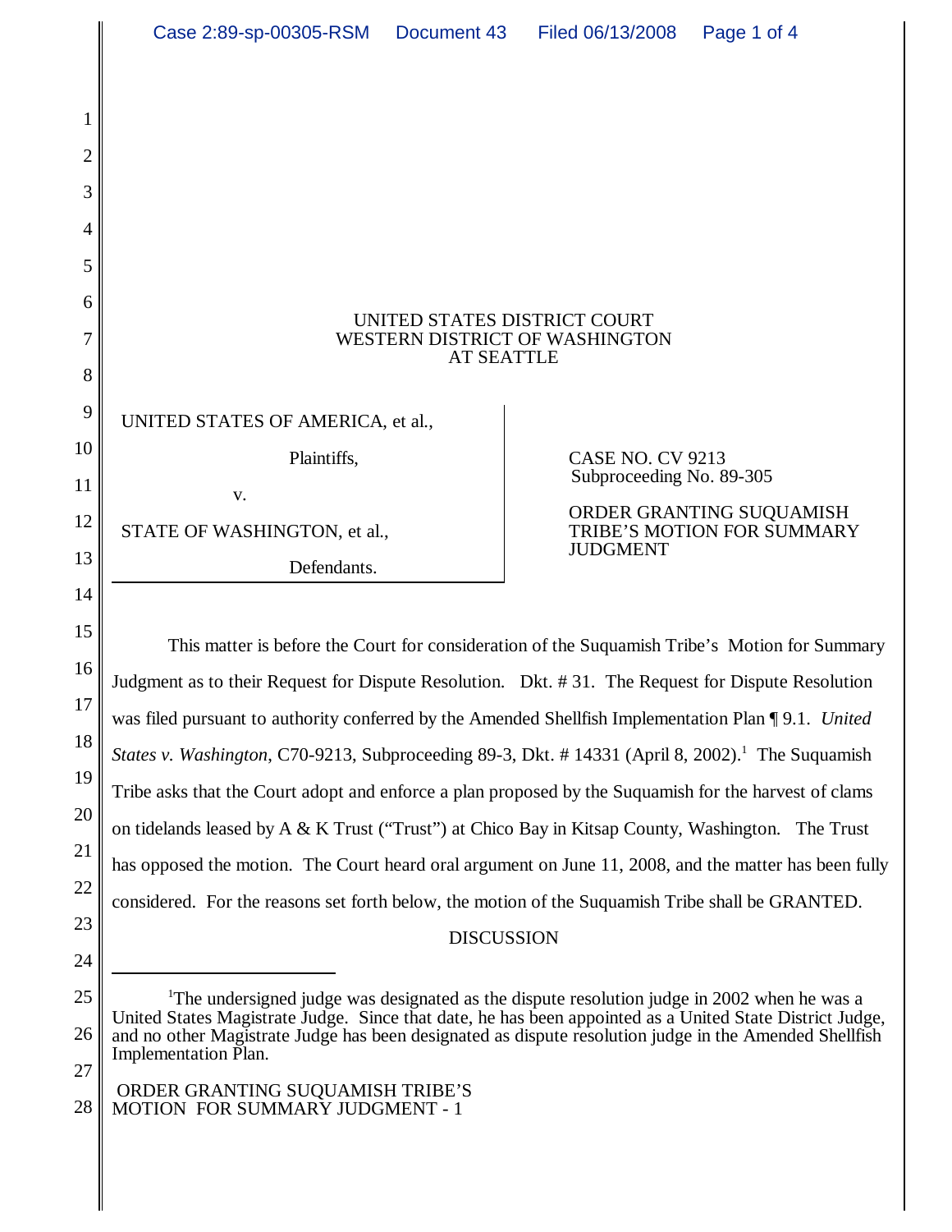UNITED STATES DISTRICT COURT
WESTERN DISTRICT OF WASHINGTON
AT SEATTLE

UNITED STATES OF AMERICA, et al.,

Plaintiffs,

v.

STATE OF WASHINGTON, et al.,

Defendants.

CASE NO. CV 9213
Subproceeding No. 89-305

ORDER GRANTING SUQUAMISH TRIBE'S MOTION FOR SUMMARY JUDGMENT

This matter is before the Court for consideration of the Suquamish Tribe's Motion for Summary Judgment as to their Request for Dispute Resolution. Dkt. # 31. The Request for Dispute Resolution was filed pursuant to authority conferred by the Amended Shellfish Implementation Plan ¶ 9.1. *United States v. Washington*, C70-9213, Subproceeding 89-3, Dkt. # 14331 (April 8, 2002).[1] The Suquamish Tribe asks that the Court adopt and enforce a plan proposed by the Suquamish for the harvest of clams on tidelands leased by A & K Trust ("Trust") at Chico Bay in Kitsap County, Washington. The Trust has opposed the motion. The Court heard oral argument on June 11, 2008, and the matter has been fully considered. For the reasons set forth below, the motion of the Suquamish Tribe shall be GRANTED.

DISCUSSION

[1]The undersigned judge was designated as the dispute resolution judge in 2002 when he was a United States Magistrate Judge. Since that date, he has been appointed as a United State District Judge, and no other Magistrate Judge has been designated as dispute resolution judge in the Amended Shellfish Implementation Plan.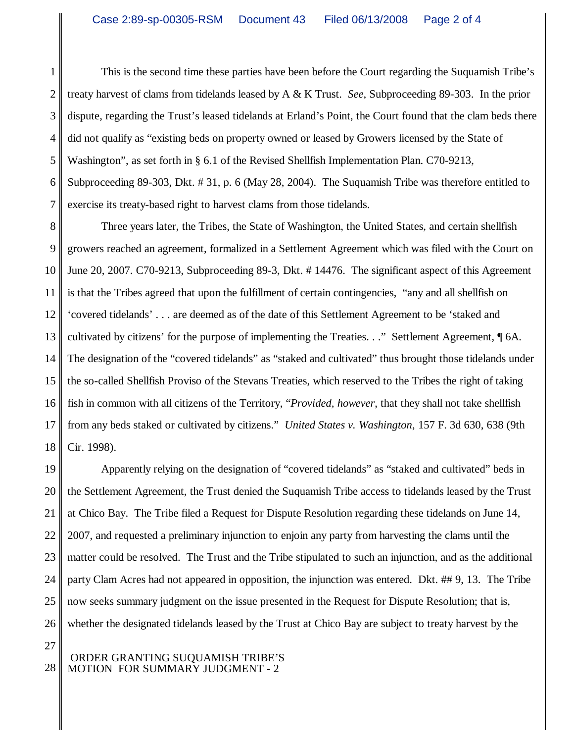This is the second time these parties have been before the Court regarding the Suquamish Tribe's treaty harvest of clams from tidelands leased by A & K Trust. *See*, Subproceeding 89-303. In the prior dispute, regarding the Trust's leased tidelands at Erland's Point, the Court found that the clam beds there did not qualify as "existing beds on property owned or leased by Growers licensed by the State of Washington", as set forth in § 6.1 of the Revised Shellfish Implementation Plan. C70-9213, Subproceeding 89-303, Dkt. # 31, p. 6 (May 28, 2004). The Suquamish Tribe was therefore entitled to exercise its treaty-based right to harvest clams from those tidelands.

Three years later, the Tribes, the State of Washington, the United States, and certain shellfish growers reached an agreement, formalized in a Settlement Agreement which was filed with the Court on June 20, 2007. C70-9213, Subproceeding 89-3, Dkt. # 14476. The significant aspect of this Agreement is that the Tribes agreed that upon the fulfillment of certain contingencies, "any and all shellfish on 'covered tidelands' . . . are deemed as of the date of this Settlement Agreement to be 'staked and cultivated by citizens' for the purpose of implementing the Treaties. . ." Settlement Agreement, ¶ 6A. The designation of the "covered tidelands" as "staked and cultivated" thus brought those tidelands under the so-called Shellfish Proviso of the Stevans Treaties, which reserved to the Tribes the right of taking fish in common with all citizens of the Territory, "*Provided, however*, that they shall not take shellfish from any beds staked or cultivated by citizens." *United States v. Washington*, 157 F. 3d 630, 638 (9th Cir. 1998).

Apparently relying on the designation of "covered tidelands" as "staked and cultivated" beds in the Settlement Agreement, the Trust denied the Suquamish Tribe access to tidelands leased by the Trust at Chico Bay. The Tribe filed a Request for Dispute Resolution regarding these tidelands on June 14, 2007, and requested a preliminary injunction to enjoin any party from harvesting the clams until the matter could be resolved. The Trust and the Tribe stipulated to such an injunction, and as the additional party Clam Acres had not appeared in opposition, the injunction was entered. Dkt. ## 9, 13. The Tribe now seeks summary judgment on the issue presented in the Request for Dispute Resolution; that is, whether the designated tidelands leased by the Trust at Chico Bay are subject to treaty harvest by the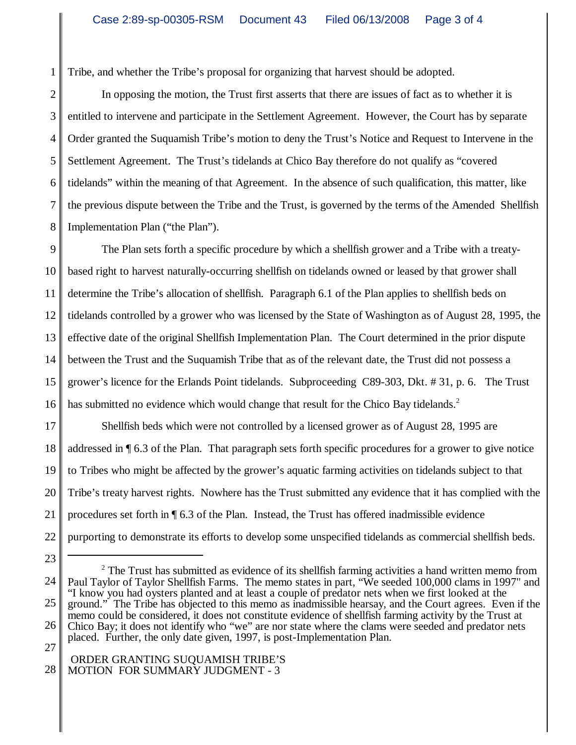Tribe, and whether the Tribe's proposal for organizing that harvest should be adopted.

In opposing the motion, the Trust first asserts that there are issues of fact as to whether it is entitled to intervene and participate in the Settlement Agreement. However, the Court has by separate Order granted the Suquamish Tribe's motion to deny the Trust's Notice and Request to Intervene in the Settlement Agreement. The Trust's tidelands at Chico Bay therefore do not qualify as "covered tidelands" within the meaning of that Agreement. In the absence of such qualification, this matter, like the previous dispute between the Tribe and the Trust, is governed by the terms of the Amended Shellfish Implementation Plan ("the Plan").

The Plan sets forth a specific procedure by which a shellfish grower and a Tribe with a treaty-based right to harvest naturally-occurring shellfish on tidelands owned or leased by that grower shall determine the Tribe's allocation of shellfish. Paragraph 6.1 of the Plan applies to shellfish beds on tidelands controlled by a grower who was licensed by the State of Washington as of August 28, 1995, the effective date of the original Shellfish Implementation Plan. The Court determined in the prior dispute between the Trust and the Suquamish Tribe that as of the relevant date, the Trust did not possess a grower's licence for the Erlands Point tidelands. Subproceeding C89-303, Dkt. # 31, p. 6. The Trust has submitted no evidence which would change that result for the Chico Bay tidelands.[2]

Shellfish beds which were not controlled by a licensed grower as of August 28, 1995 are addressed in ¶ 6.3 of the Plan. That paragraph sets forth specific procedures for a grower to give notice to Tribes who might be affected by the grower's aquatic farming activities on tidelands subject to that Tribe's treaty harvest rights. Nowhere has the Trust submitted any evidence that it has complied with the procedures set forth in ¶ 6.3 of the Plan. Instead, the Trust has offered inadmissible evidence purporting to demonstrate its efforts to develop some unspecified tidelands as commercial shellfish beds.

---

[2] The Trust has submitted as evidence of its shellfish farming activities a hand written memo from Paul Taylor of Taylor Shellfish Farms. The memo states in part, "We seeded 100,000 clams in 1997" and "I know you had oysters planted and at least a couple of predator nets when we first looked at the ground." The Tribe has objected to this memo as inadmissible hearsay, and the Court agrees. Even if the memo could be considered, it does not constitute evidence of shellfish farming activity by the Trust at Chico Bay; it does not identify who "we" are nor state where the clams were seeded and predator nets placed. Further, the only date given, 1997, is post-Implementation Plan.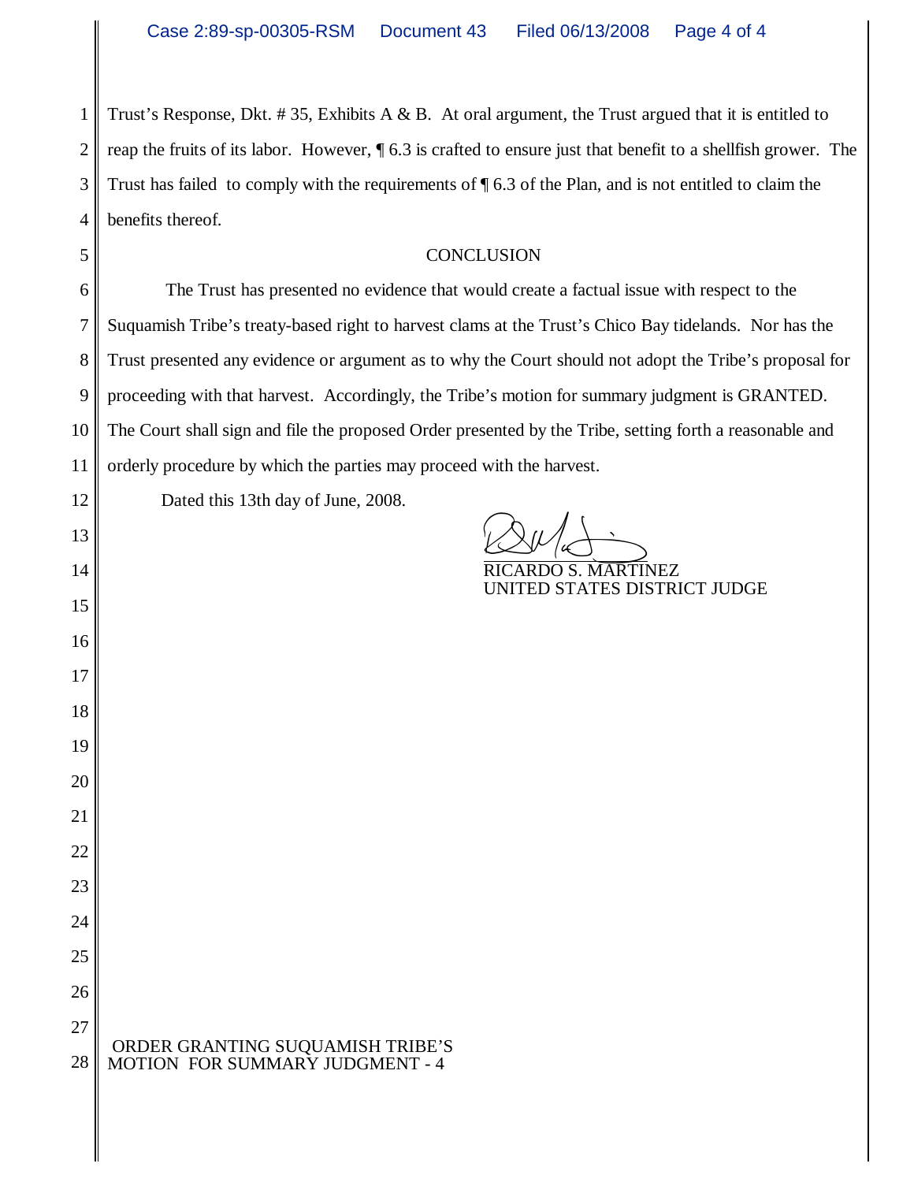Trust's Response, Dkt. # 35, Exhibits A & B. At oral argument, the Trust argued that it is entitled to reap the fruits of its labor. However, ¶ 6.3 is crafted to ensure just that benefit to a shellfish grower. The Trust has failed to comply with the requirements of ¶ 6.3 of the Plan, and is not entitled to claim the benefits thereof.

## CONCLUSION

The Trust has presented no evidence that would create a factual issue with respect to the Suquamish Tribe's treaty-based right to harvest clams at the Trust's Chico Bay tidelands. Nor has the Trust presented any evidence or argument as to why the Court should not adopt the Tribe's proposal for proceeding with that harvest. Accordingly, the Tribe's motion for summary judgment is GRANTED. The Court shall sign and file the proposed Order presented by the Tribe, setting forth a reasonable and orderly procedure by which the parties may proceed with the harvest.

Dated this 13th day of June, 2008.

RICARDO S. MARTINEZ
UNITED STATES DISTRICT JUDGE

ORDER GRANTING SUQUAMISH TRIBE'S MOTION FOR SUMMARY JUDGMENT - 4